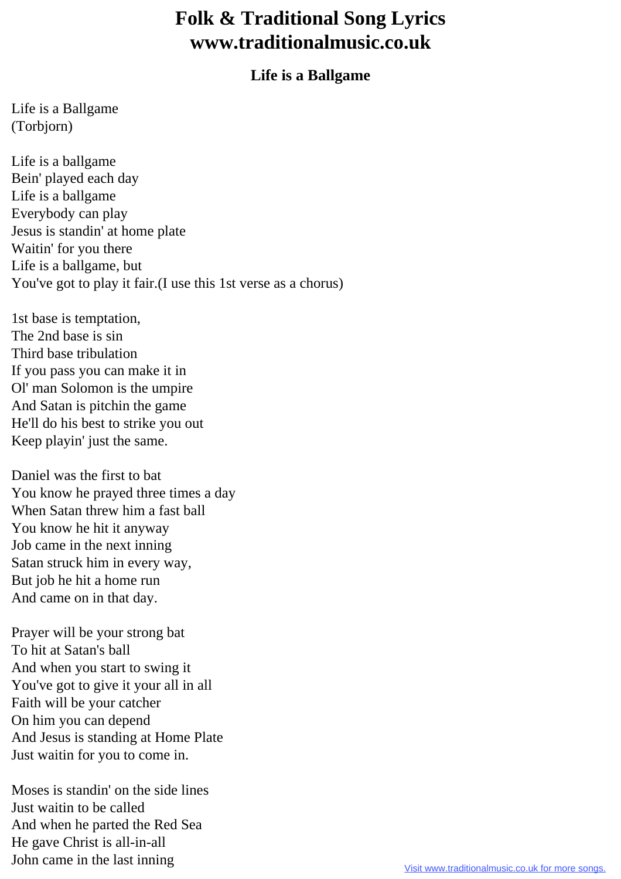# Life is a Ballgame

Life is a Ballgame
(Torbjorn)

Life is a ballgame
Bein' played each day
Life is a ballgame
Everybody can play
Jesus is standin' at home plate
Waitin' for you there
Life is a ballgame, but
You've got to play it fair.(I use this 1st verse as a chorus)

1st base is temptation,
The 2nd base is sin
Third base tribulation
If you pass you can make it in
Ol' man Solomon is the umpire
And Satan is pitchin the game
He'll do his best to strike you out
Keep playin' just the same.

Daniel was the first to bat
You know he prayed three times a day
When Satan threw him a fast ball
You know he hit it anyway
Job came in the next inning
Satan struck him in every way,
But job he hit a home run
And came on in that day.

Prayer will be your strong bat
To hit at Satan's ball
And when you start to swing it
You've got to give it your all in all
Faith will be your catcher
On him you can depend
And Jesus is standing at Home Plate
Just waitin for you to come in.

Moses is standin' on the side lines
Just waitin to be called
And when he parted the Red Sea
He gave Christ is all-in-all
John came in the last inning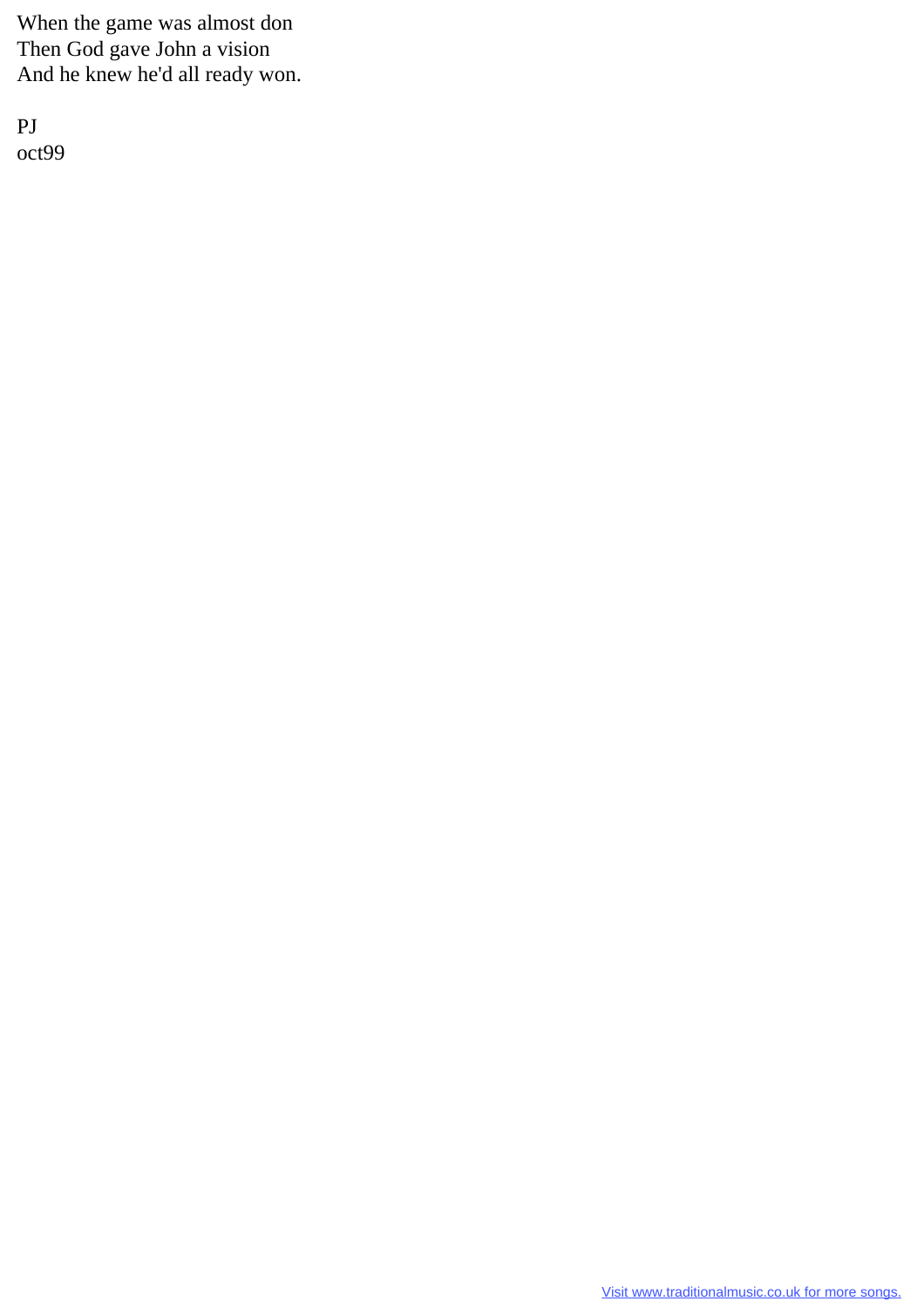When the game was almost don  
Then God gave John a vision  
And he knew he'd all ready won.

PJ  
oct99

Visit www.traditionalmusic.co.uk for more songs.